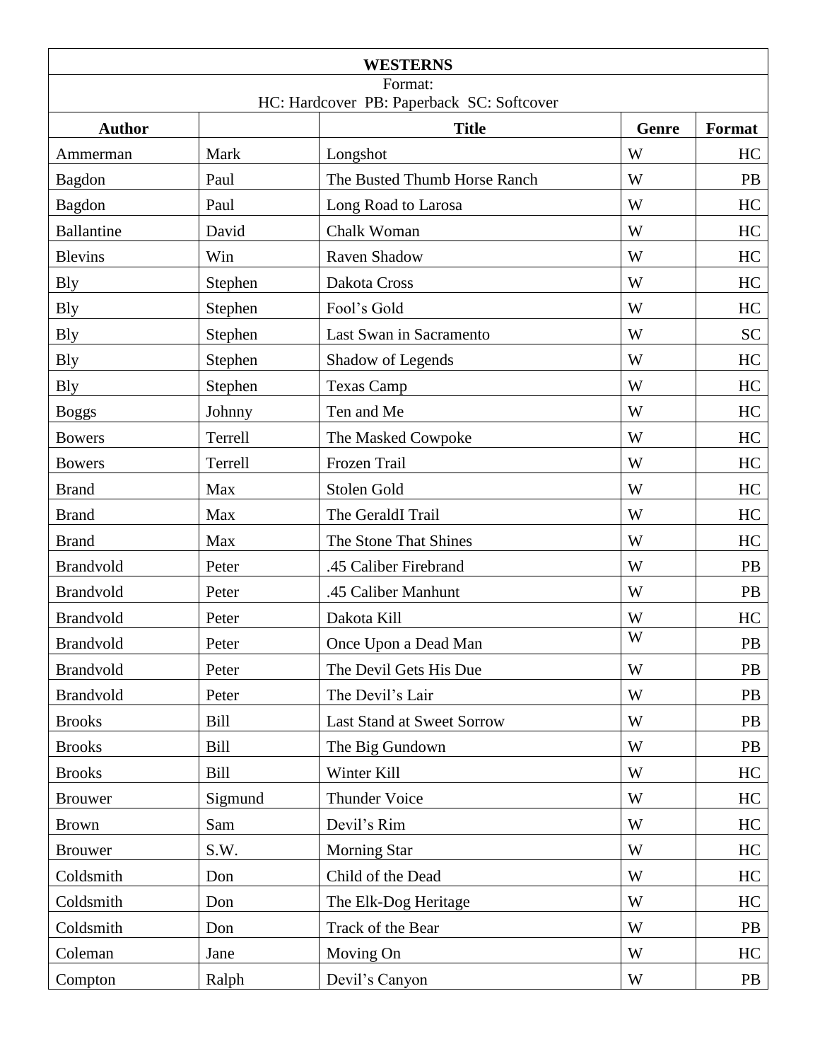| WESTERNS | | | | |
|---|---|---|---|---|
| Format:<br>HC: Hardcover PB: Paperback SC: Softcover | | | | |
| **Author** | | **Title** | **Genre** | **Format** |
| Ammerman | Mark | Longshot | W | HC |
| Bagdon | Paul | The Busted Thumb Horse Ranch | W | PB |
| Bagdon | Paul | Long Road to Larosa | W | HC |
| Ballantine | David | Chalk Woman | W | HC |
| Blevins | Win | Raven Shadow | W | HC |
| Bly | Stephen | Dakota Cross | W | HC |
| Bly | Stephen | Fool's Gold | W | HC |
| Bly | Stephen | Last Swan in Sacramento | W | SC |
| Bly | Stephen | Shadow of Legends | W | HC |
| Bly | Stephen | Texas Camp | W | HC |
| Boggs | Johnny | Ten and Me | W | HC |
| Bowers | Terrell | The Masked Cowpoke | W | HC |
| Bowers | Terrell | Frozen Trail | W | HC |
| Brand | Max | Stolen Gold | W | HC |
| Brand | Max | The GeraldI Trail | W | HC |
| Brand | Max | The Stone That Shines | W | HC |
| Brandvold | Peter | .45 Caliber Firebrand | W | PB |
| Brandvold | Peter | .45 Caliber Manhunt | W | PB |
| Brandvold | Peter | Dakota Kill | W | HC |
| Brandvold | Peter | Once Upon a Dead Man | W | PB |
| Brandvold | Peter | The Devil Gets His Due | W | PB |
| Brandvold | Peter | The Devil's Lair | W | PB |
| Brooks | Bill | Last Stand at Sweet Sorrow | W | PB |
| Brooks | Bill | The Big Gundown | W | PB |
| Brooks | Bill | Winter Kill | W | HC |
| Brouwer | Sigmund | Thunder Voice | W | HC |
| Brown | Sam | Devil's Rim | W | HC |
| Brouwer | S.W. | Morning Star | W | HC |
| Coldsmith | Don | Child of the Dead | W | HC |
| Coldsmith | Don | The Elk-Dog Heritage | W | HC |
| Coldsmith | Don | Track of the Bear | W | PB |
| Coleman | Jane | Moving On | W | HC |
| Compton | Ralph | Devil's Canyon | W | PB |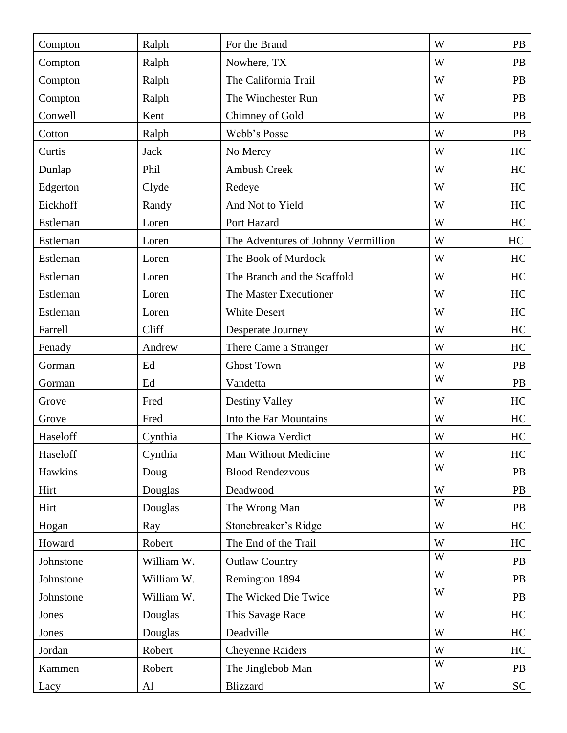| Compton | Ralph | For the Brand | W | PB |
|---|---|---|---|---|
| Compton | Ralph | Nowhere, TX | W | PB |
| Compton | Ralph | The California Trail | W | PB |
| Compton | Ralph | The Winchester Run | W | PB |
| Conwell | Kent | Chimney of Gold | W | PB |
| Cotton | Ralph | Webb's Posse | W | PB |
| Curtis | Jack | No Mercy | W | HC |
| Dunlap | Phil | Ambush Creek | W | HC |
| Edgerton | Clyde | Redeye | W | HC |
| Eickhoff | Randy | And Not to Yield | W | HC |
| Estleman | Loren | Port Hazard | W | HC |
| Estleman | Loren | The Adventures of Johnny Vermillion | W | HC |
| Estleman | Loren | The Book of Murdock | W | HC |
| Estleman | Loren | The Branch and the Scaffold | W | HC |
| Estleman | Loren | The Master Executioner | W | HC |
| Estleman | Loren | White Desert | W | HC |
| Farrell | Cliff | Desperate Journey | W | HC |
| Fenady | Andrew | There Came a Stranger | W | HC |
| Gorman | Ed | Ghost Town | W | PB |
| Gorman | Ed | Vandetta | W | PB |
| Grove | Fred | Destiny Valley | W | HC |
| Grove | Fred | Into the Far Mountains | W | HC |
| Haseloff | Cynthia | The Kiowa Verdict | W | HC |
| Haseloff | Cynthia | Man Without Medicine | W | HC |
| Hawkins | Doug | Blood Rendezvous | W | PB |
| Hirt | Douglas | Deadwood | W | PB |
| Hirt | Douglas | The Wrong Man | W | PB |
| Hogan | Ray | Stonebreaker's Ridge | W | HC |
| Howard | Robert | The End of the Trail | W | HC |
| Johnstone | William W. | Outlaw Country | W | PB |
| Johnstone | William W. | Remington 1894 | W | PB |
| Johnstone | William W. | The Wicked Die Twice | W | PB |
| Jones | Douglas | This Savage Race | W | HC |
| Jones | Douglas | Deadville | W | HC |
| Jordan | Robert | Cheyenne Raiders | W | HC |
| Kammen | Robert | The Jinglebob Man | W | PB |
| Lacy | Al | Blizzard | W | SC |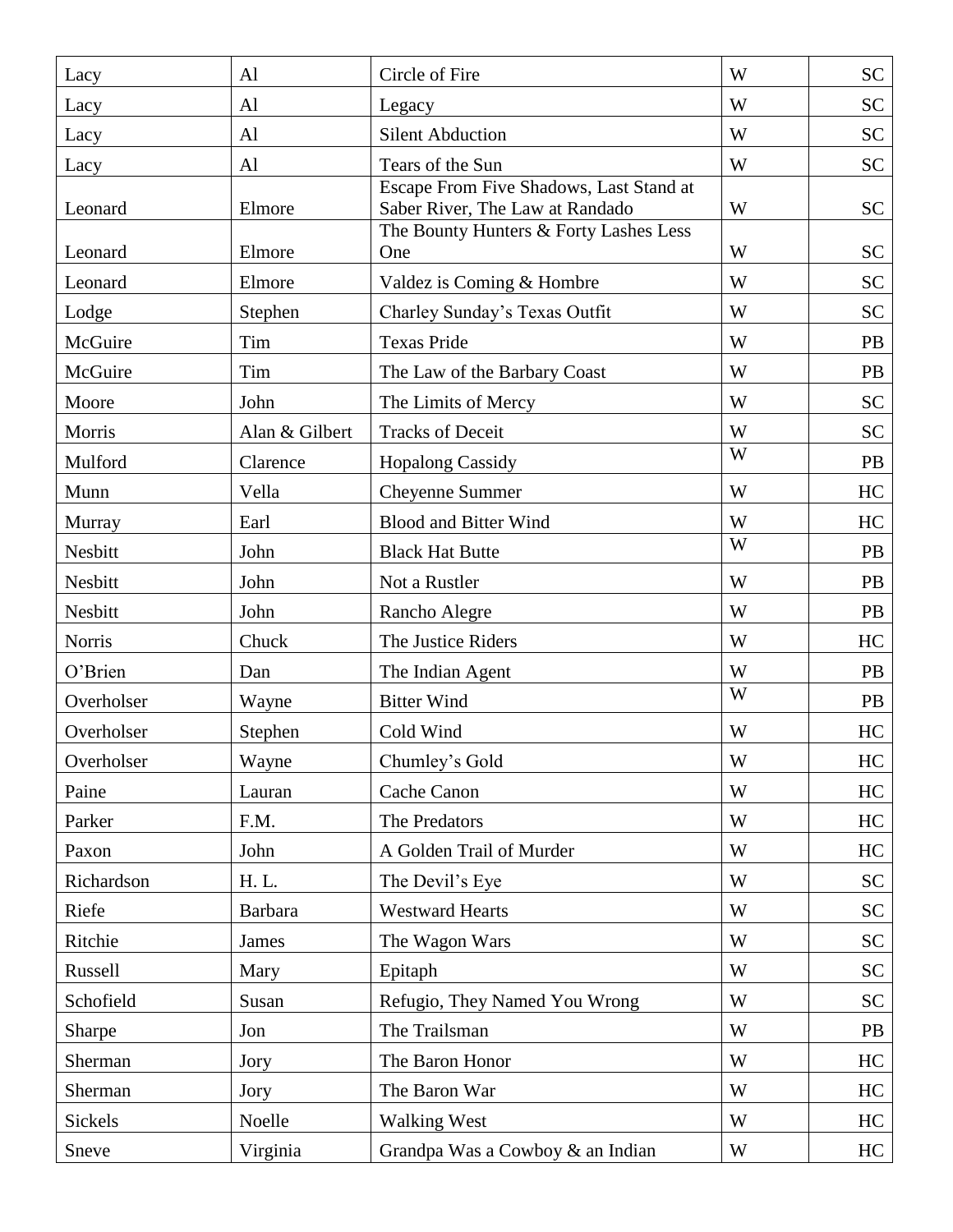| Lacy | Al | Circle of Fire | W | SC |
|---|---|---|---|---|
| Lacy | Al | Legacy | W | SC |
| Lacy | Al | Silent Abduction | W | SC |
| Lacy | Al | Tears of the Sun | W | SC |
| Leonard | Elmore | Escape From Five Shadows, Last Stand at Saber River, The Law at Randado | W | SC |
| Leonard | Elmore | The Bounty Hunters & Forty Lashes Less One | W | SC |
| Leonard | Elmore | Valdez is Coming & Hombre | W | SC |
| Lodge | Stephen | Charley Sunday's Texas Outfit | W | SC |
| McGuire | Tim | Texas Pride | W | PB |
| McGuire | Tim | The Law of the Barbary Coast | W | PB |
| Moore | John | The Limits of Mercy | W | SC |
| Morris | Alan & Gilbert | Tracks of Deceit | W | SC |
| Mulford | Clarence | Hopalong Cassidy | W | PB |
| Munn | Vella | Cheyenne Summer | W | HC |
| Murray | Earl | Blood and Bitter Wind | W | HC |
| Nesbitt | John | Black Hat Butte | W | PB |
| Nesbitt | John | Not a Rustler | W | PB |
| Nesbitt | John | Rancho Alegre | W | PB |
| Norris | Chuck | The Justice Riders | W | HC |
| O'Brien | Dan | The Indian Agent | W | PB |
| Overholser | Wayne | Bitter Wind | W | PB |
| Overholser | Stephen | Cold Wind | W | HC |
| Overholser | Wayne | Chumley's Gold | W | HC |
| Paine | Lauran | Cache Canon | W | HC |
| Parker | F.M. | The Predators | W | HC |
| Paxon | John | A Golden Trail of Murder | W | HC |
| Richardson | H. L. | The Devil's Eye | W | SC |
| Riefe | Barbara | Westward Hearts | W | SC |
| Ritchie | James | The Wagon Wars | W | SC |
| Russell | Mary | Epitaph | W | SC |
| Schofield | Susan | Refugio, They Named You Wrong | W | SC |
| Sharpe | Jon | The Trailsman | W | PB |
| Sherman | Jory | The Baron Honor | W | HC |
| Sherman | Jory | The Baron War | W | HC |
| Sickels | Noelle | Walking West | W | HC |
| Sneve | Virginia | Grandpa Was a Cowboy & an Indian | W | HC |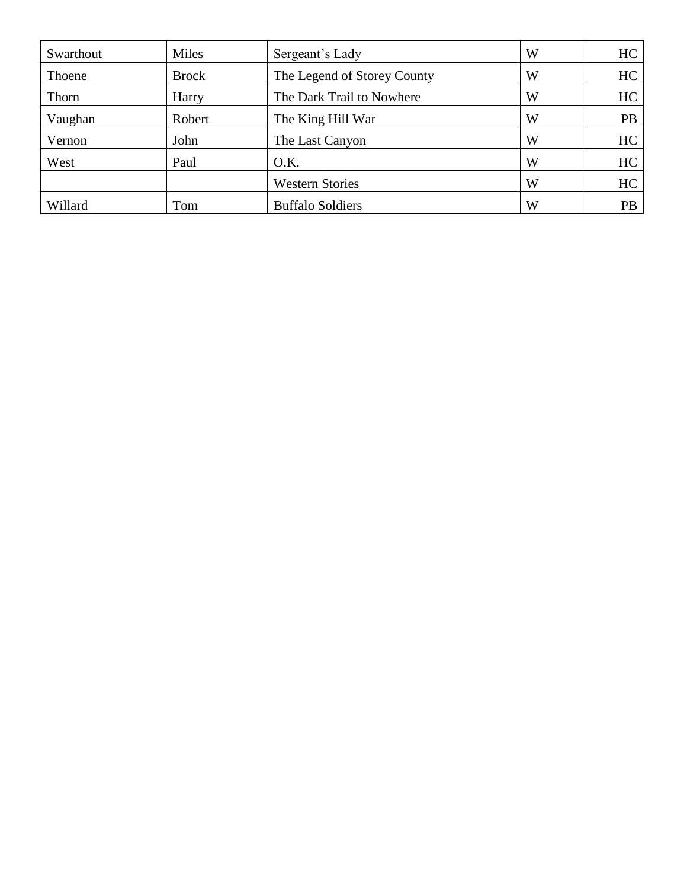| | | | | |
|---|---|---|---|---|
| Swarthout | Miles | Sergeant’s Lady | W | HC |
| Thoene | Brock | The Legend of Storey County | W | HC |
| Thorn | Harry | The Dark Trail to Nowhere | W | HC |
| Vaughan | Robert | The King Hill War | W | PB |
| Vernon | John | The Last Canyon | W | HC |
| West | Paul | O.K. | W | HC |
| | | Western Stories | W | HC |
| Willard | Tom | Buffalo Soldiers | W | PB |